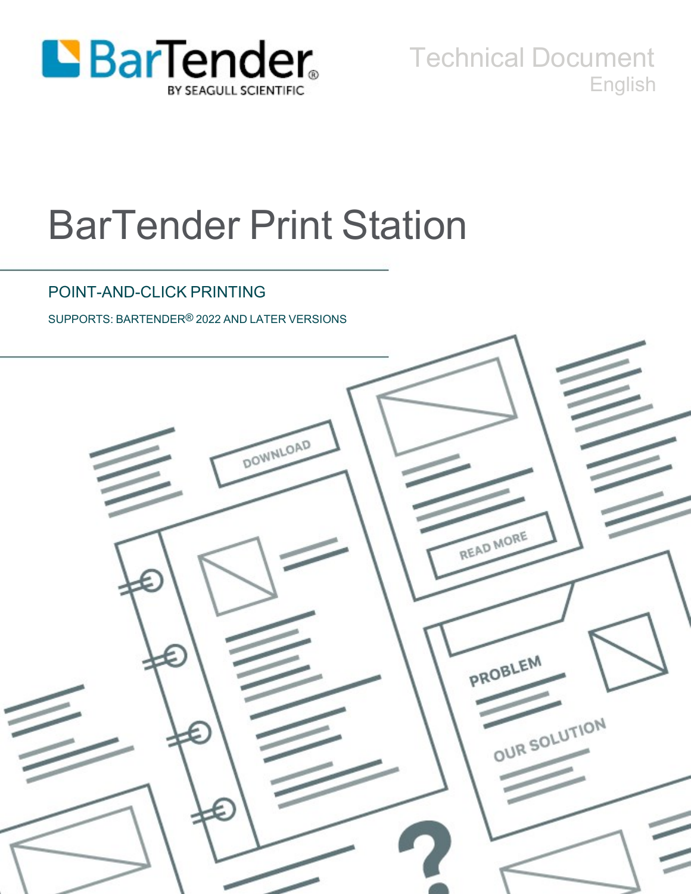BarTender

BY SEAGULL SCIENTIFIC

Technical Document

English

# BarTender Print Station

## POINT-AND-CLICK PRINTING

SUPPORTS: BARTENDER® 2022 AND LATER VERSIONS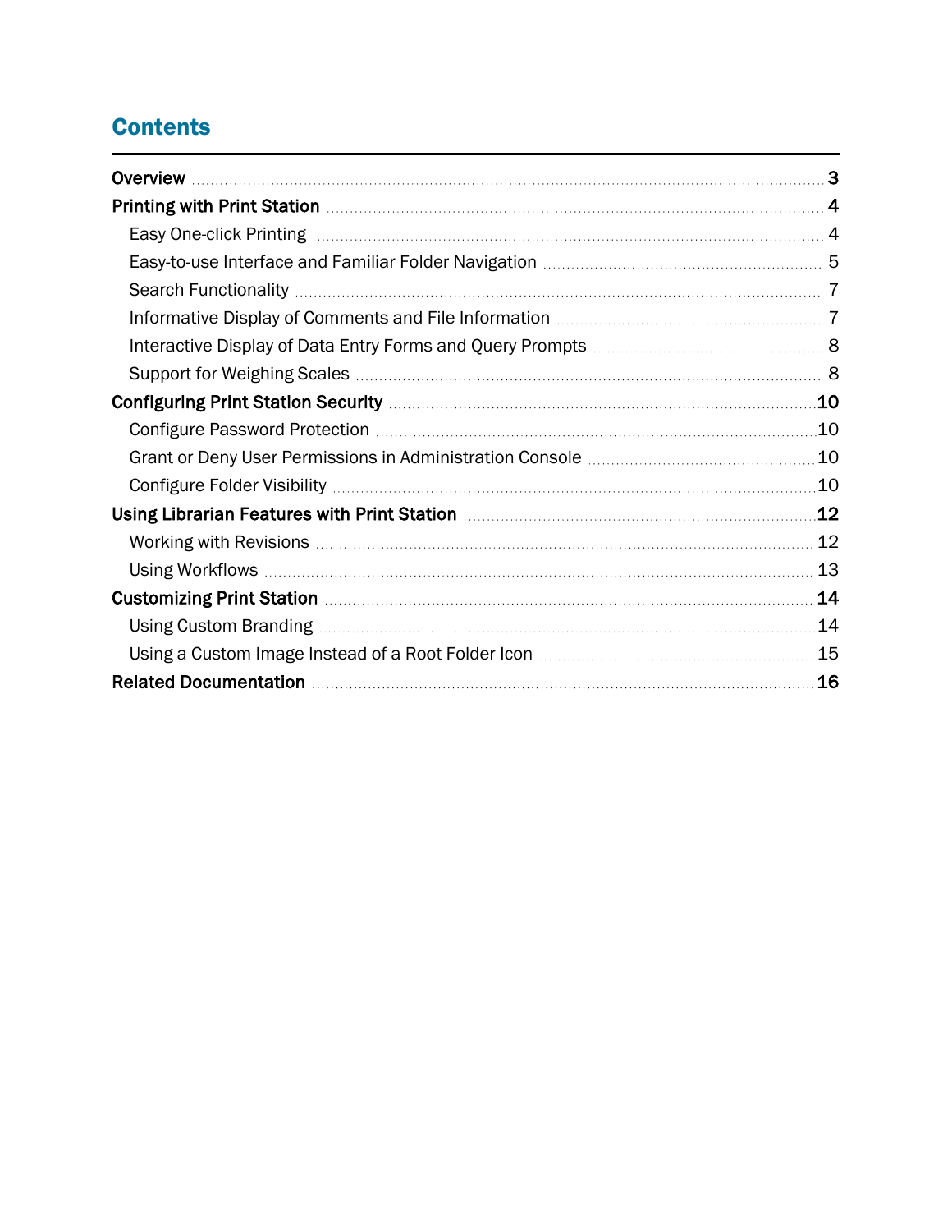# Contents

- **Overview** ..... **3**
- **Printing with Print Station** ..... **4**
  - Easy One-click Printing ..... 4
  - Easy-to-use Interface and Familiar Folder Navigation ..... 5
  - Search Functionality ..... 7
  - Informative Display of Comments and File Information ..... 7
  - Interactive Display of Data Entry Forms and Query Prompts ..... 8
  - Support for Weighing Scales ..... 8
- **Configuring Print Station Security** ..... **10**
  - Configure Password Protection ..... 10
  - Grant or Deny User Permissions in Administration Console ..... 10
  - Configure Folder Visibility ..... 10
- **Using Librarian Features with Print Station** ..... **12**
  - Working with Revisions ..... 12
  - Using Workflows ..... 13
- **Customizing Print Station** ..... **14**
  - Using Custom Branding ..... 14
  - Using a Custom Image Instead of a Root Folder Icon ..... 15
- **Related Documentation** ..... **16**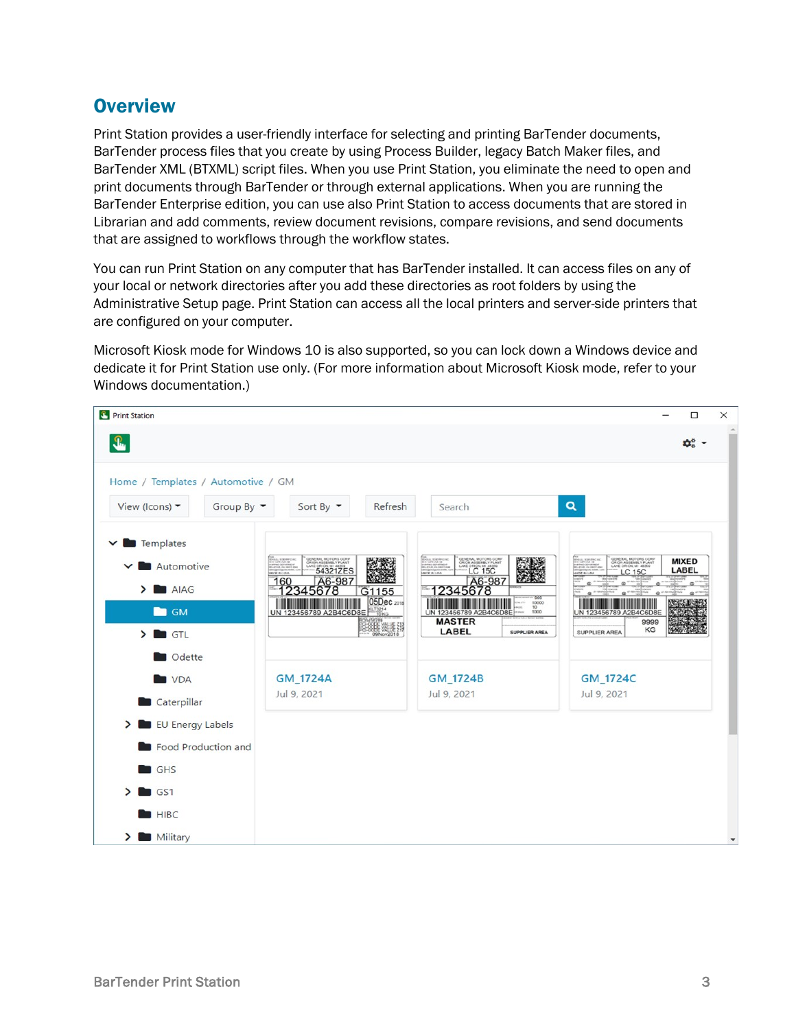## Overview

Print Station provides a user-friendly interface for selecting and printing BarTender documents, BarTender process files that you create by using Process Builder, legacy Batch Maker files, and BarTender XML (BTXML) script files. When you use Print Station, you eliminate the need to open and print documents through BarTender or through external applications. When you are running the BarTender Enterprise edition, you can use also Print Station to access documents that are stored in Librarian and add comments, review document revisions, compare revisions, and send documents that are assigned to workflows through the workflow states.

You can run Print Station on any computer that has BarTender installed. It can access files on any of your local or network directories after you add these directories as root folders by using the Administrative Setup page. Print Station can access all the local printers and server-side printers that are configured on your computer.

Microsoft Kiosk mode for Windows 10 is also supported, so you can lock down a Windows device and dedicate it for Print Station use only. (For more information about Microsoft Kiosk mode, refer to your Windows documentation.)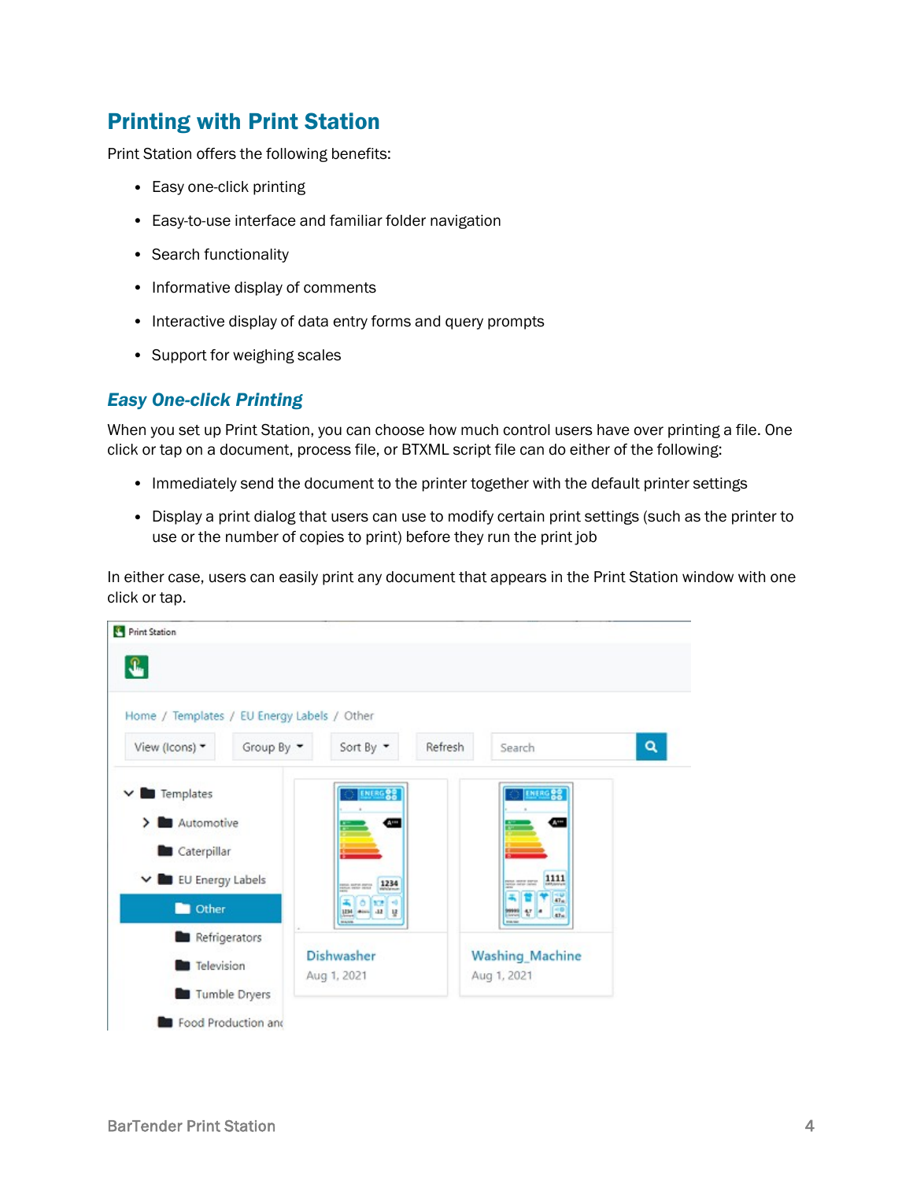## Printing with Print Station

Print Station offers the following benefits:

- Easy one-click printing
- Easy-to-use interface and familiar folder navigation
- Search functionality
- Informative display of comments
- Interactive display of data entry forms and query prompts
- Support for weighing scales

### *Easy One-click Printing*

When you set up Print Station, you can choose how much control users have over printing a file. One click or tap on a document, process file, or BTXML script file can do either of the following:

- Immediately send the document to the printer together with the default printer settings
- Display a print dialog that users can use to modify certain print settings (such as the printer to use or the number of copies to print) before they run the print job

In either case, users can easily print any document that appears in the Print Station window with one click or tap.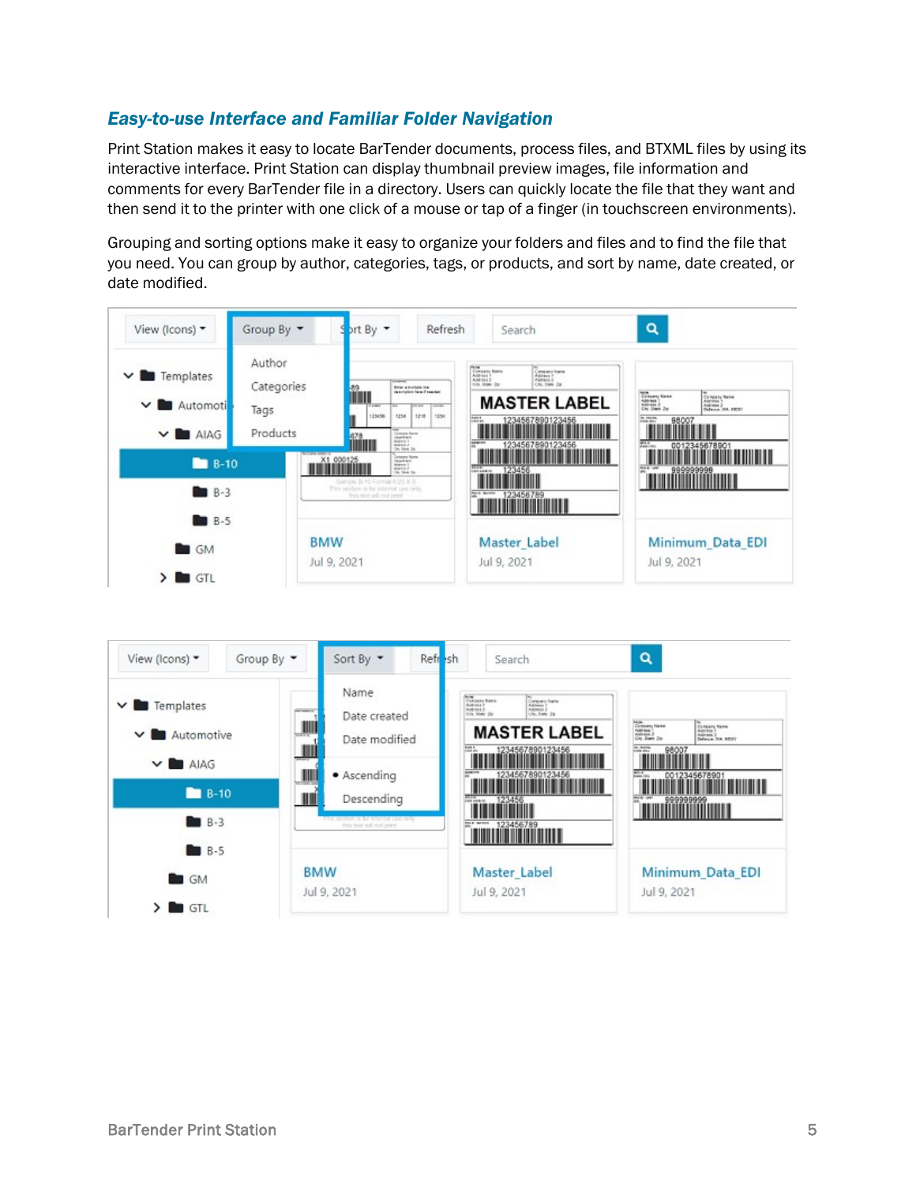### *Easy-to-use Interface and Familiar Folder Navigation*

Print Station makes it easy to locate BarTender documents, process files, and BTXML files by using its interactive interface. Print Station can display thumbnail preview images, file information and comments for every BarTender file in a directory. Users can quickly locate the file that they want and then send it to the printer with one click of a mouse or tap of a finger (in touchscreen environments).

Grouping and sorting options make it easy to organize your folders and files and to find the file that you need. You can group by author, categories, tags, or products, and sort by name, date created, or date modified.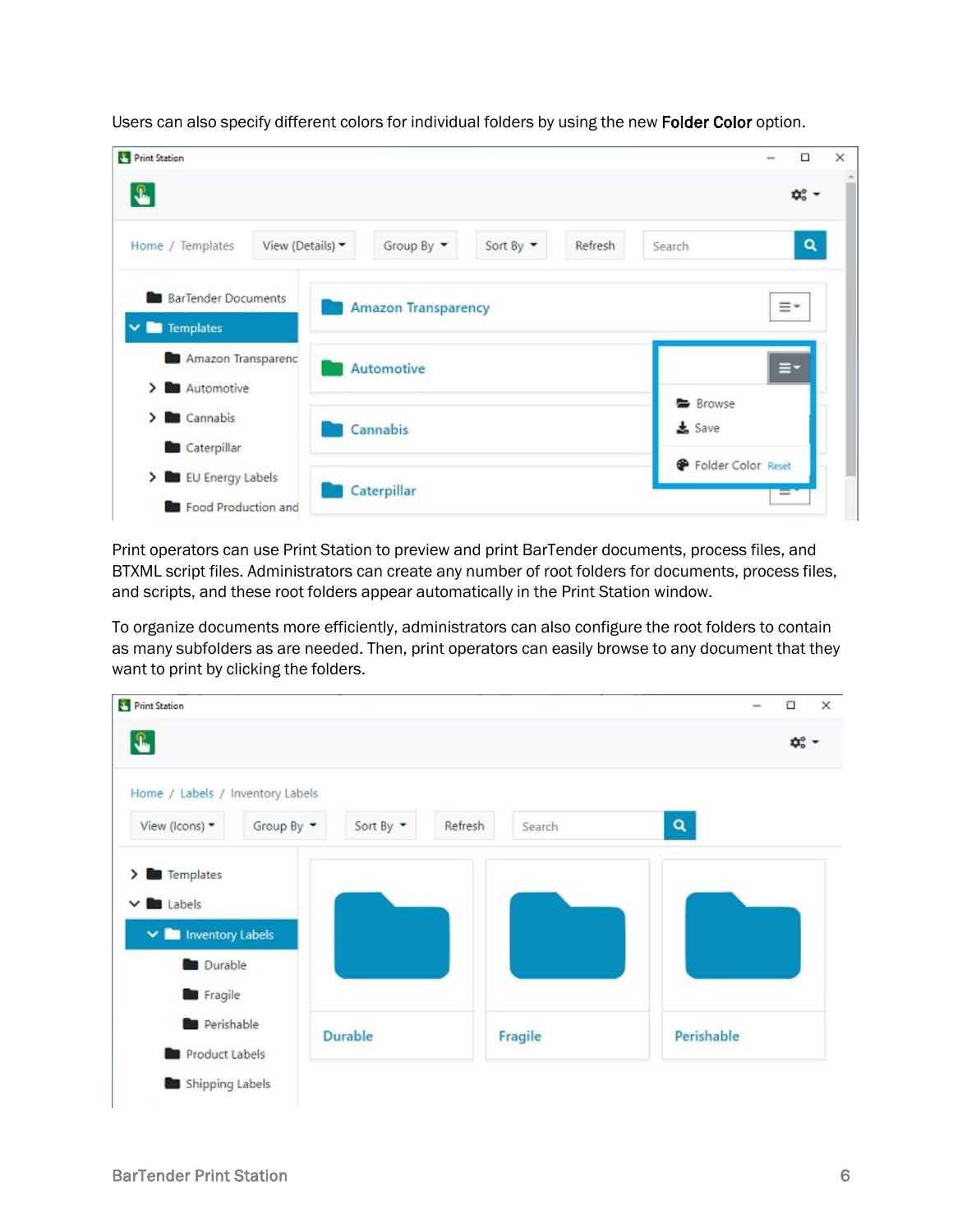Users can also specify different colors for individual folders by using the new **Folder Color** option.

Print operators can use Print Station to preview and print BarTender documents, process files, and BTXML script files. Administrators can create any number of root folders for documents, process files, and scripts, and these root folders appear automatically in the Print Station window.

To organize documents more efficiently, administrators can also configure the root folders to contain as many subfolders as are needed. Then, print operators can easily browse to any document that they want to print by clicking the folders.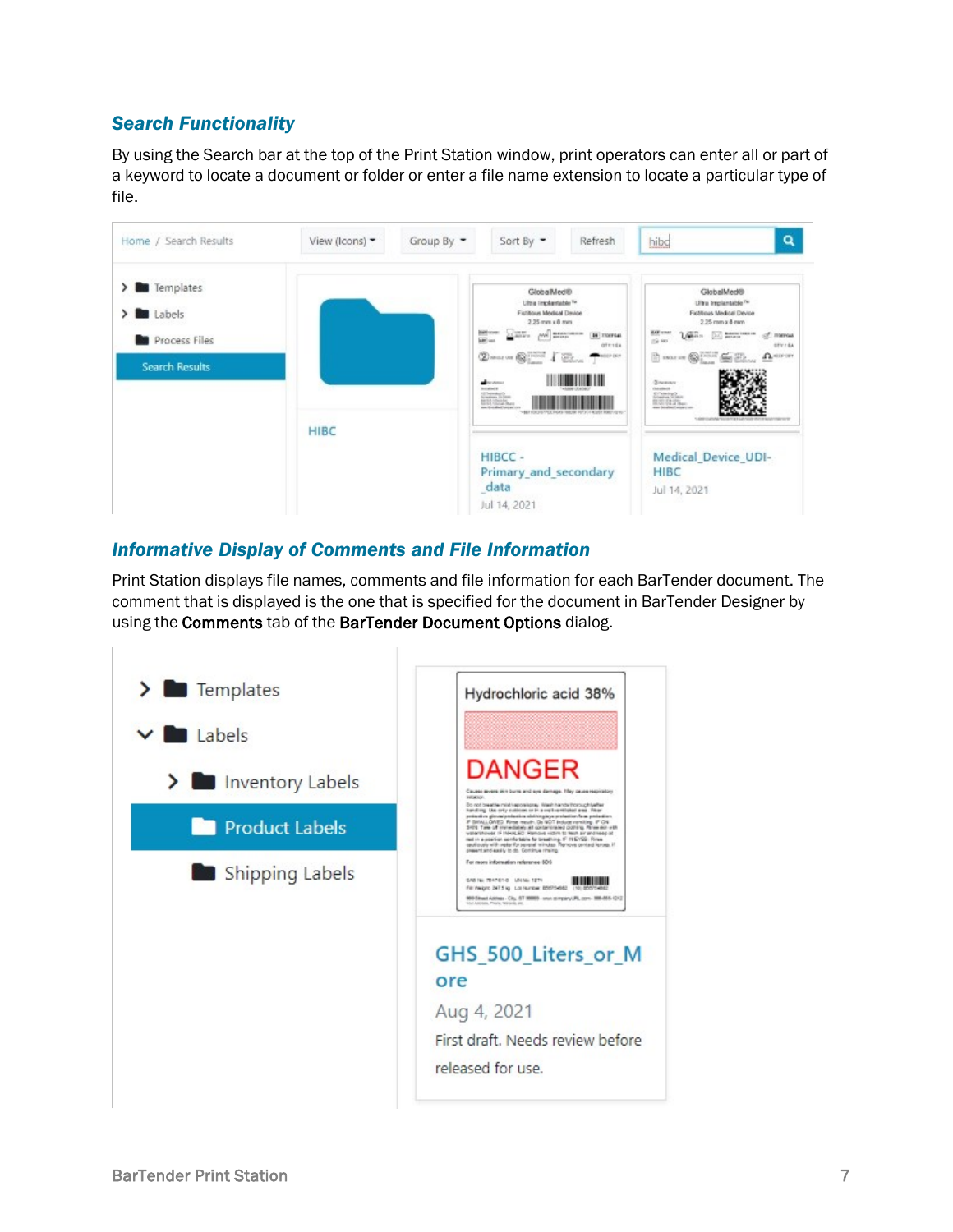### Search Functionality

By using the Search bar at the top of the Print Station window, print operators can enter all or part of a keyword to locate a document or folder or enter a file name extension to locate a particular type of file.

### Informative Display of Comments and File Information

Print Station displays file names, comments and file information for each BarTender document. The comment that is displayed is the one that is specified for the document in BarTender Designer by using the **Comments** tab of the **BarTender Document Options** dialog.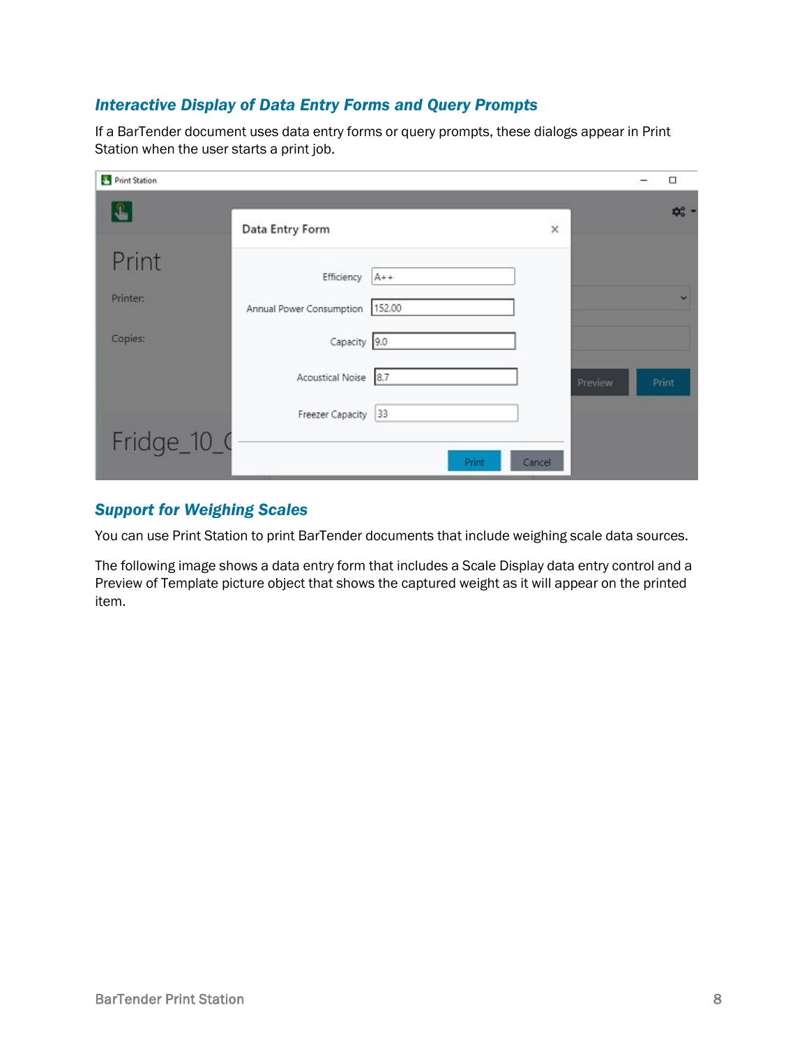### Interactive Display of Data Entry Forms and Query Prompts

If a BarTender document uses data entry forms or query prompts, these dialogs appear in Print Station when the user starts a print job.

### Support for Weighing Scales

You can use Print Station to print BarTender documents that include weighing scale data sources.

The following image shows a data entry form that includes a Scale Display data entry control and a Preview of Template picture object that shows the captured weight as it will appear on the printed item.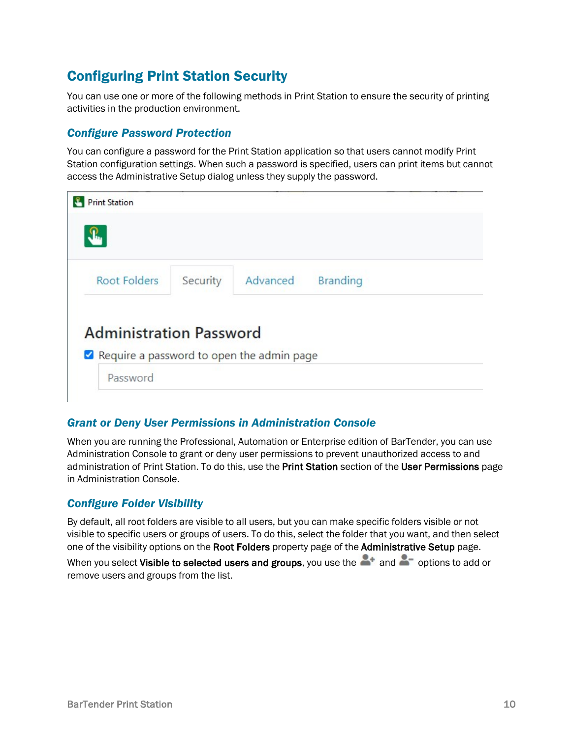## Configuring Print Station Security

You can use one or more of the following methods in Print Station to ensure the security of printing activities in the production environment.

### Configure Password Protection

You can configure a password for the Print Station application so that users cannot modify Print Station configuration settings. When such a password is specified, users can print items but cannot access the Administrative Setup dialog unless they supply the password.

### Grant or Deny User Permissions in Administration Console

When you are running the Professional, Automation or Enterprise edition of BarTender, you can use Administration Console to grant or deny user permissions to prevent unauthorized access to and administration of Print Station. To do this, use the **Print Station** section of the **User Permissions** page in Administration Console.

### Configure Folder Visibility

By default, all root folders are visible to all users, but you can make specific folders visible or not visible to specific users or groups of users. To do this, select the folder that you want, and then select one of the visibility options on the **Root Folders** property page of the **Administrative Setup** page.

When you select **Visible to selected users and groups**, you use the and options to add or remove users and groups from the list.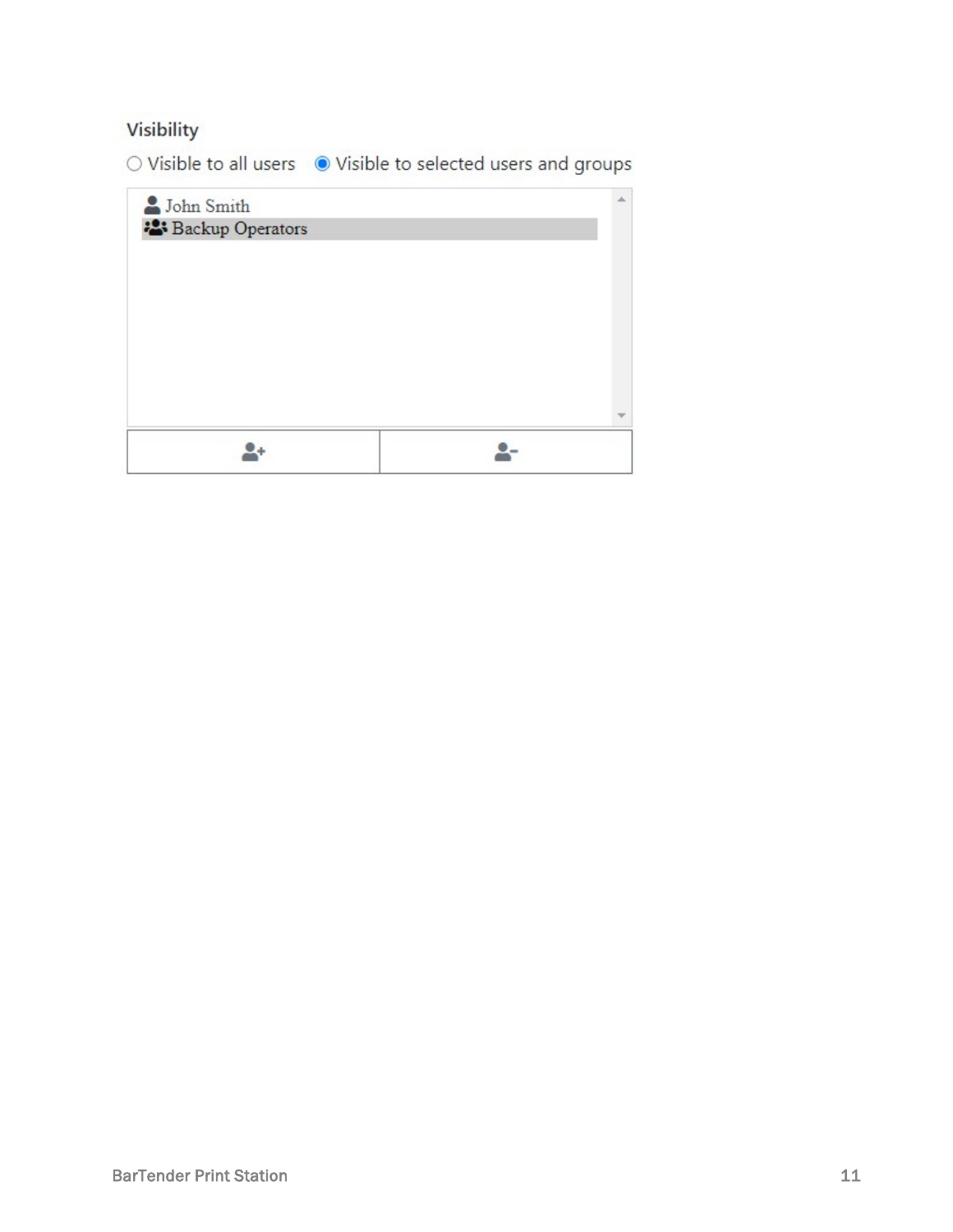Visibility

○ Visible to all users ◉ Visible to selected users and groups

John Smith
Backup Operators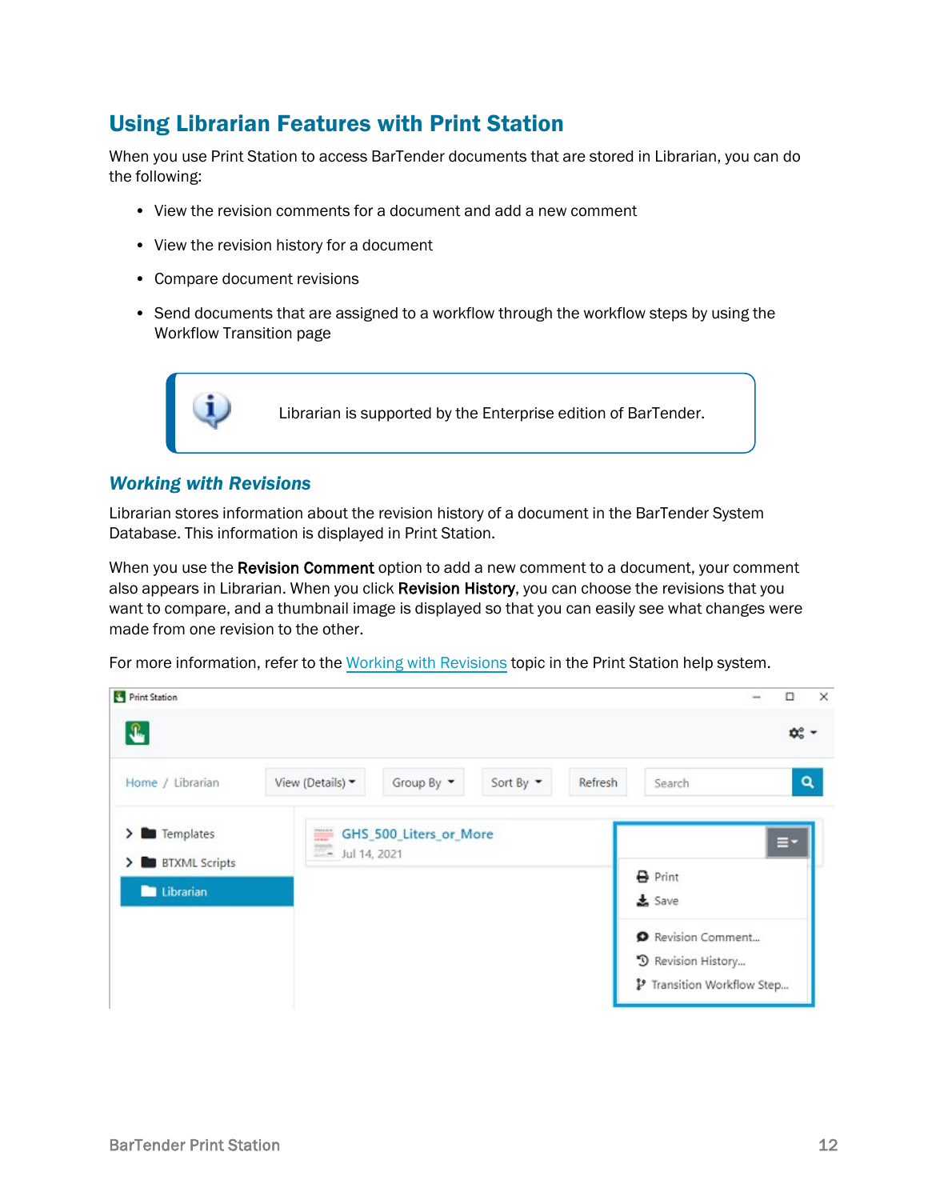## Using Librarian Features with Print Station

When you use Print Station to access BarTender documents that are stored in Librarian, you can do the following:

- View the revision comments for a document and add a new comment
- View the revision history for a document
- Compare document revisions
- Send documents that are assigned to a workflow through the workflow steps by using the Workflow Transition page

> Librarian is supported by the Enterprise edition of BarTender.

### *Working with Revisions*

Librarian stores information about the revision history of a document in the BarTender System Database. This information is displayed in Print Station.

When you use the **Revision Comment** option to add a new comment to a document, your comment also appears in Librarian. When you click **Revision History**, you can choose the revisions that you want to compare, and a thumbnail image is displayed so that you can easily see what changes were made from one revision to the other.

For more information, refer to the Working with Revisions topic in the Print Station help system.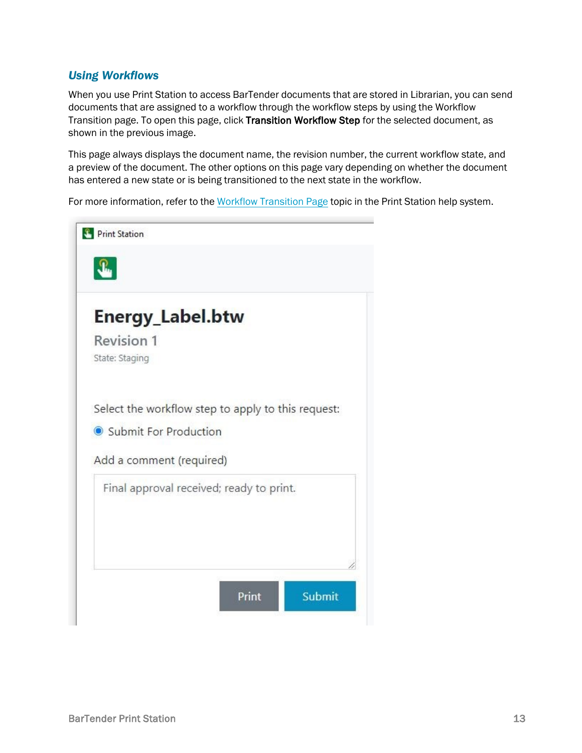### *Using Workflows*

When you use Print Station to access BarTender documents that are stored in Librarian, you can send documents that are assigned to a workflow through the workflow steps by using the Workflow Transition page. To open this page, click **Transition Workflow Step** for the selected document, as shown in the previous image.

This page always displays the document name, the revision number, the current workflow state, and a preview of the document. The other options on this page vary depending on whether the document has entered a new state or is being transitioned to the next state in the workflow.

For more information, refer to the Workflow Transition Page topic in the Print Station help system.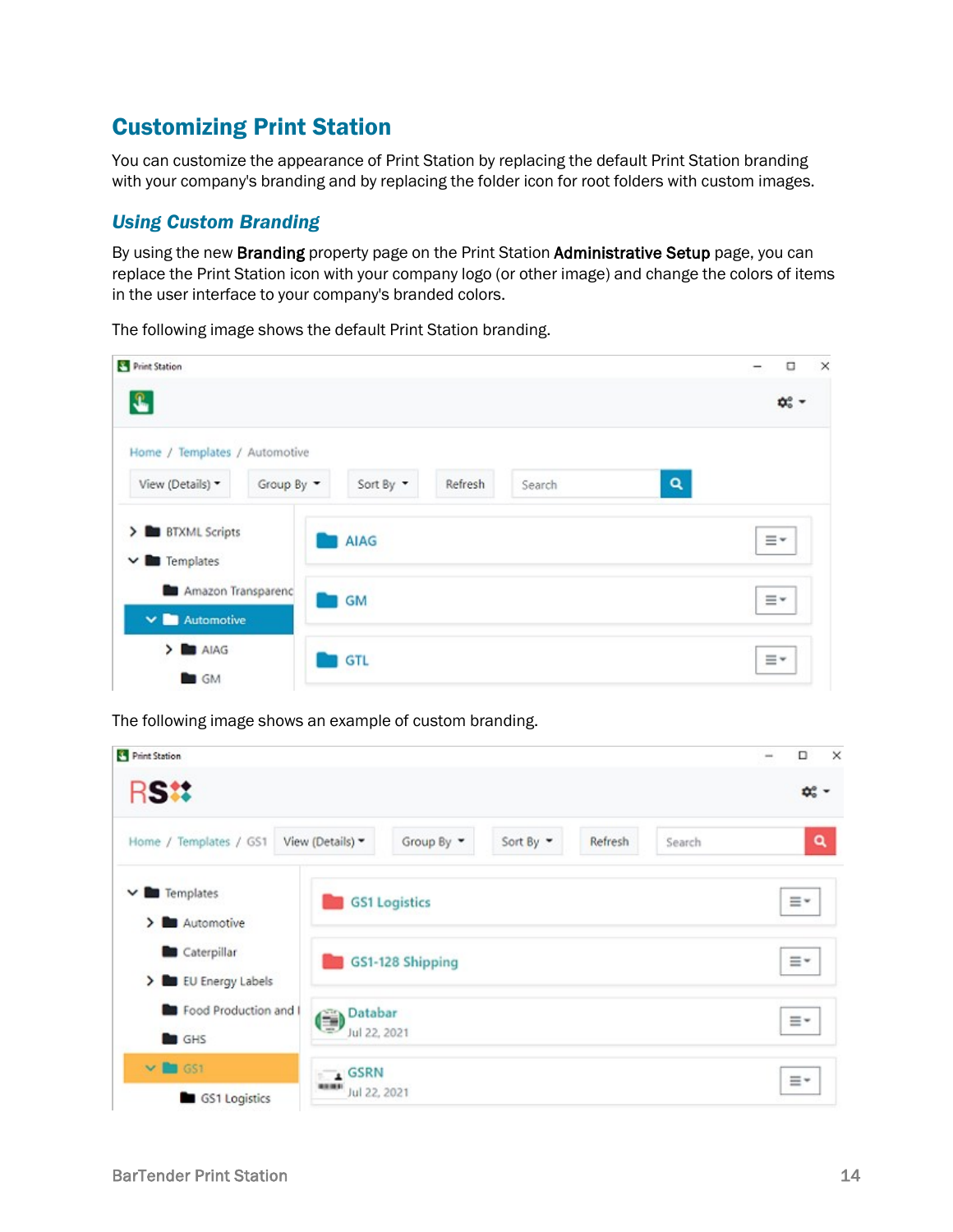## Customizing Print Station

You can customize the appearance of Print Station by replacing the default Print Station branding with your company's branding and by replacing the folder icon for root folders with custom images.

### *Using Custom Branding*

By using the new **Branding** property page on the Print Station **Administrative Setup** page, you can replace the Print Station icon with your company logo (or other image) and change the colors of items in the user interface to your company's branded colors.

The following image shows the default Print Station branding.

The following image shows an example of custom branding.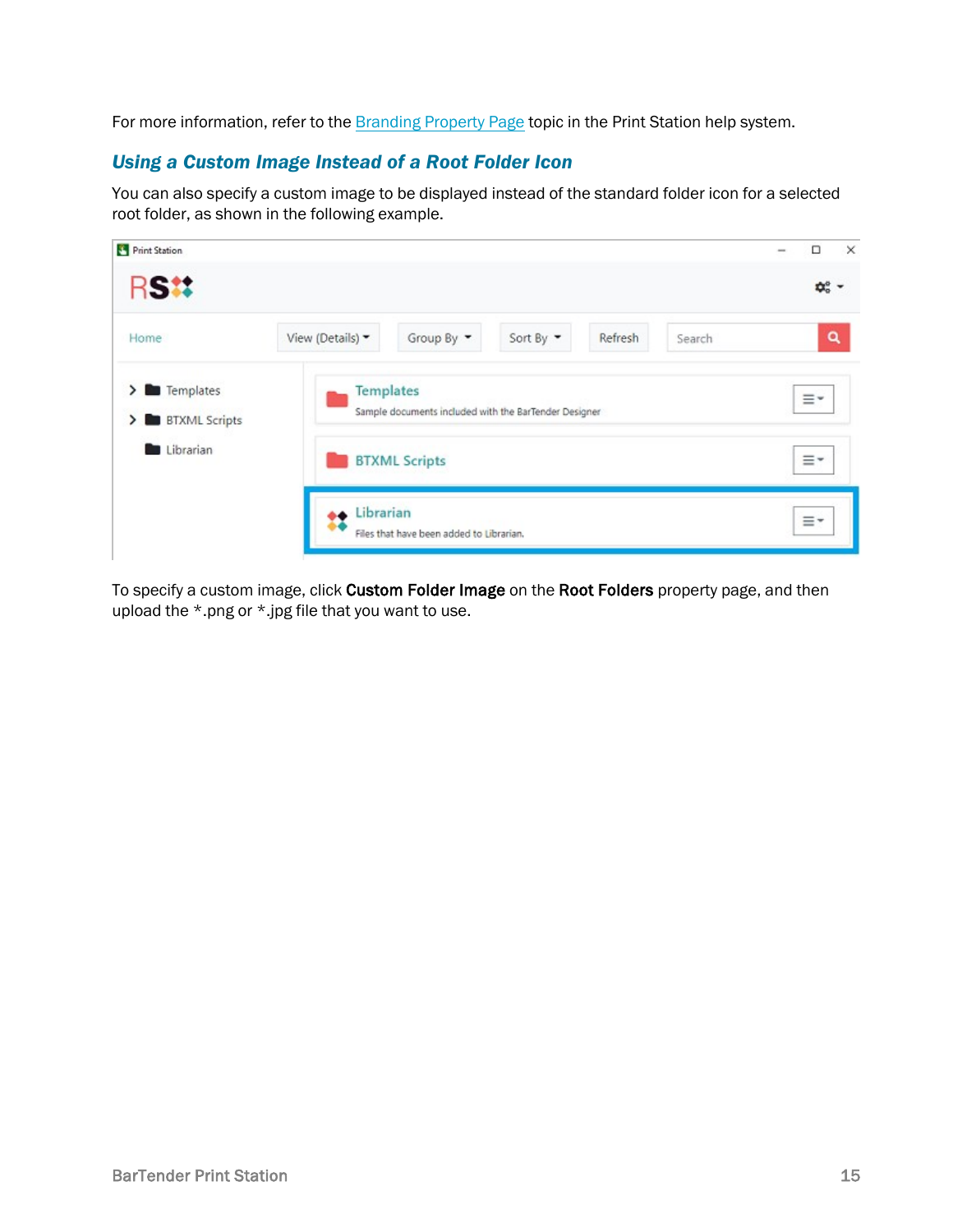For more information, refer to the Branding Property Page topic in the Print Station help system.

### Using a Custom Image Instead of a Root Folder Icon

You can also specify a custom image to be displayed instead of the standard folder icon for a selected root folder, as shown in the following example.

To specify a custom image, click **Custom Folder Image** on the **Root Folders** property page, and then upload the *.png or *.jpg file that you want to use.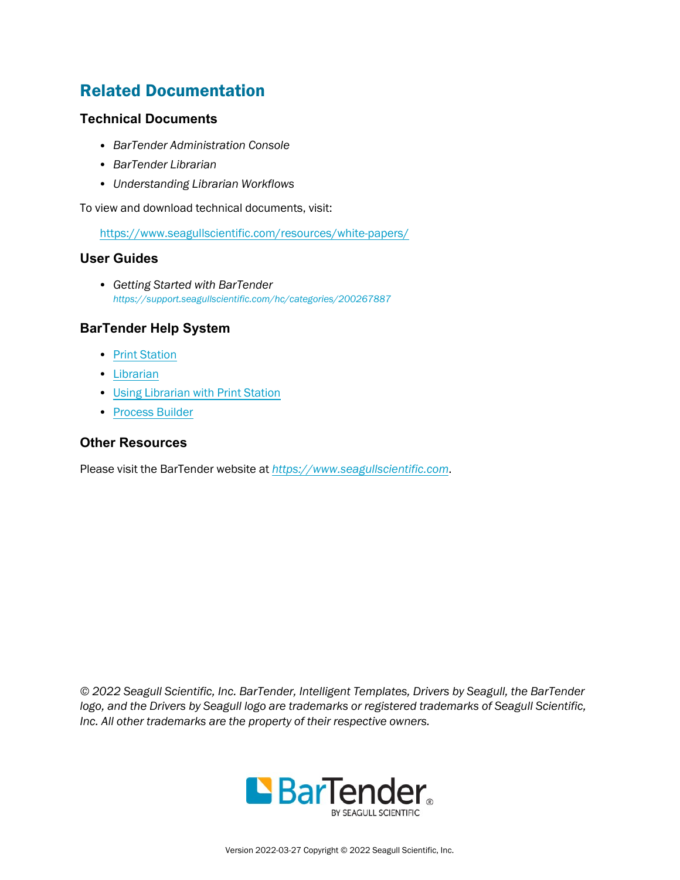# Related Documentation

## Technical Documents

- *BarTender Administration Console*
- *BarTender Librarian*
- *Understanding Librarian Workflows*

To view and download technical documents, visit:

https://www.seagullscientific.com/resources/white-papers/

## User Guides

- *Getting Started with BarTender*
  *https://support.seagullscientific.com/hc/categories/200267887*

## BarTender Help System

- Print Station
- Librarian
- Using Librarian with Print Station
- Process Builder

## Other Resources

Please visit the BarTender website at *https://www.seagullscientific.com*.

*© 2022 Seagull Scientific, Inc. BarTender, Intelligent Templates, Drivers by Seagull, the BarTender logo, and the Drivers by Seagull logo are trademarks or registered trademarks of Seagull Scientific, Inc. All other trademarks are the property of their respective owners.*

BarTender® BY SEAGULL SCIENTIFIC

Version 2022-03-27 Copyright © 2022 Seagull Scientific, Inc.